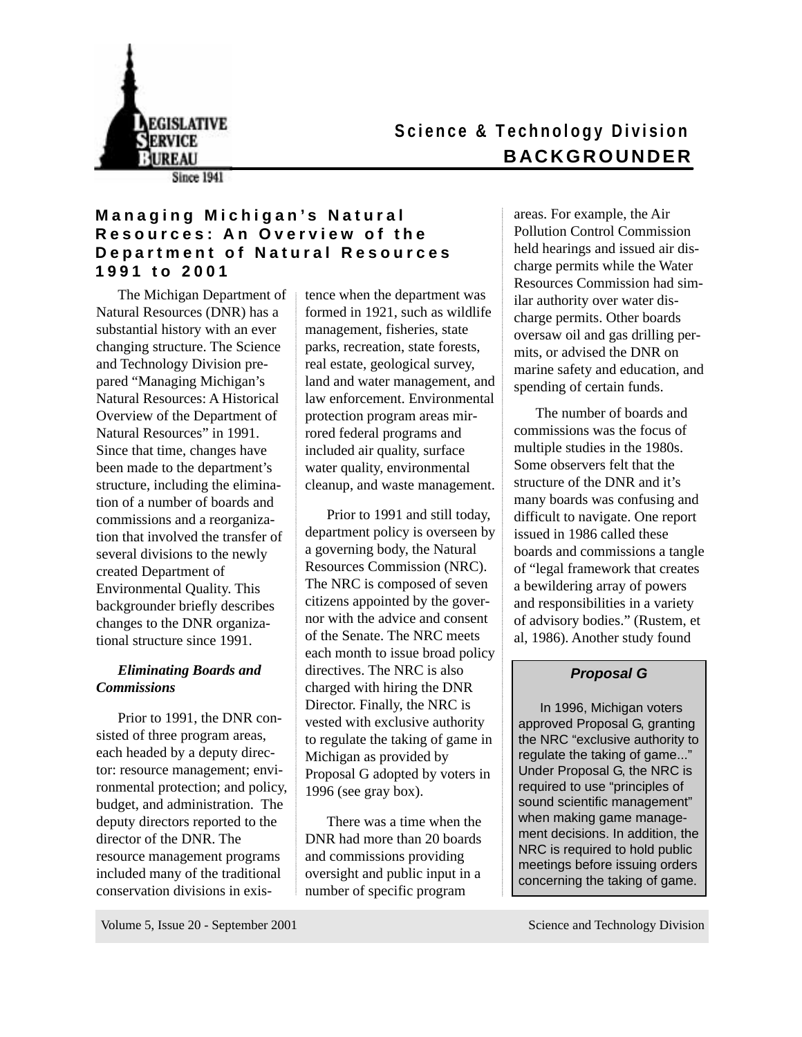Science & Technology Division

**BACKGROUNDER**

# Managing Michigan's Natural Resources: An Overview of the Department of Natural Resources 1991 to 2001

The Michigan Department of Natural Resources (DNR) has a substantial history with an ever changing structure. The Science and Technology Division prepared "Managing Michigan's Natural Resources: A Historical Overview of the Department of Natural Resources" in 1991. Since that time, changes have been made to the department's structure, including the elimination of a number of boards and commissions and a reorganization that involved the transfer of several divisions to the newly created Department of Environmental Quality. This backgrounder briefly describes changes to the DNR organizational structure since 1991.

***Eliminating Boards and Commissions***

Prior to 1991, the DNR consisted of three program areas, each headed by a deputy director: resource management; environmental protection; and policy, budget, and administration. The deputy directors reported to the director of the DNR. The resource management programs included many of the traditional conservation divisions in existence when the department was formed in 1921, such as wildlife management, fisheries, state parks, recreation, state forests, real estate, geological survey, land and water management, and law enforcement. Environmental protection program areas mirrored federal programs and included air quality, surface water quality, environmental cleanup, and waste management.

Prior to 1991 and still today, department policy is overseen by a governing body, the Natural Resources Commission (NRC). The NRC is composed of seven citizens appointed by the governor with the advice and consent of the Senate. The NRC meets each month to issue broad policy directives. The NRC is also charged with hiring the DNR Director. Finally, the NRC is vested with exclusive authority to regulate the taking of game in Michigan as provided by Proposal G adopted by voters in 1996 (see gray box).

There was a time when the DNR had more than 20 boards and commissions providing oversight and public input in a number of specific program areas. For example, the Air Pollution Control Commission held hearings and issued air discharge permits while the Water Resources Commission had similar authority over water discharge permits. Other boards oversaw oil and gas drilling permits, or advised the DNR on marine safety and education, and spending of certain funds.

The number of boards and commissions was the focus of multiple studies in the 1980s. Some observers felt that the structure of the DNR and it's many boards was confusing and difficult to navigate. One report issued in 1986 called these boards and commissions a tangle of "legal framework that creates a bewildering array of powers and responsibilities in a variety of advisory bodies." (Rustem, et al, 1986). Another study found

> ***Proposal G***
>
> In 1996, Michigan voters approved Proposal G, granting the NRC "exclusive authority to regulate the taking of game..." Under Proposal G, the NRC is required to use "principles of sound scientific management" when making game management decisions. In addition, the NRC is required to hold public meetings before issuing orders concerning the taking of game.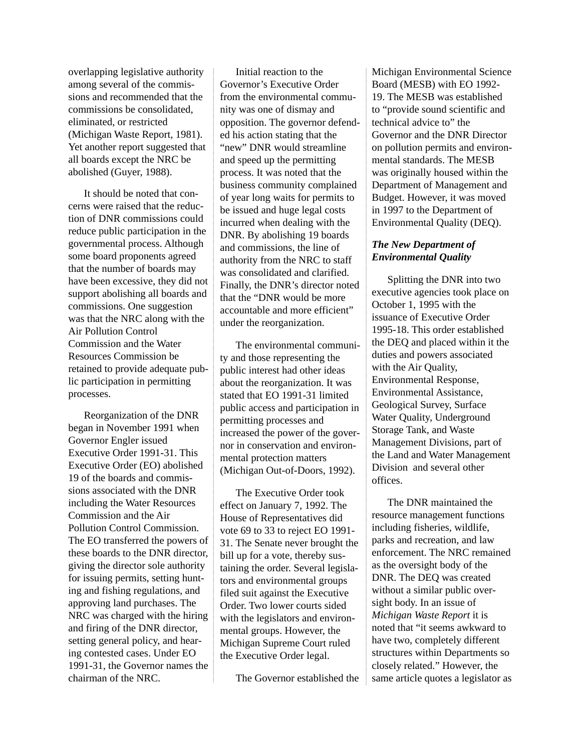overlapping legislative authority among several of the commissions and recommended that the commissions be consolidated, eliminated, or restricted (Michigan Waste Report, 1981). Yet another report suggested that all boards except the NRC be abolished (Guyer, 1988).

It should be noted that concerns were raised that the reduction of DNR commissions could reduce public participation in the governmental process. Although some board proponents agreed that the number of boards may have been excessive, they did not support abolishing all boards and commissions. One suggestion was that the NRC along with the Air Pollution Control Commission and the Water Resources Commission be retained to provide adequate public participation in permitting processes.

Reorganization of the DNR began in November 1991 when Governor Engler issued Executive Order 1991-31. This Executive Order (EO) abolished 19 of the boards and commissions associated with the DNR including the Water Resources Commission and the Air Pollution Control Commission. The EO transferred the powers of these boards to the DNR director, giving the director sole authority for issuing permits, setting hunting and fishing regulations, and approving land purchases. The NRC was charged with the hiring and firing of the DNR director, setting general policy, and hearing contested cases. Under EO 1991-31, the Governor names the chairman of the NRC.

Initial reaction to the Governor's Executive Order from the environmental community was one of dismay and opposition. The governor defended his action stating that the "new" DNR would streamline and speed up the permitting process. It was noted that the business community complained of year long waits for permits to be issued and huge legal costs incurred when dealing with the DNR. By abolishing 19 boards and commissions, the line of authority from the NRC to staff was consolidated and clarified. Finally, the DNR's director noted that the "DNR would be more accountable and more efficient" under the reorganization.

The environmental community and those representing the public interest had other ideas about the reorganization. It was stated that EO 1991-31 limited public access and participation in permitting processes and increased the power of the governor in conservation and environmental protection matters (Michigan Out-of-Doors, 1992).

The Executive Order took effect on January 7, 1992. The House of Representatives did vote 69 to 33 to reject EO 1991-31. The Senate never brought the bill up for a vote, thereby sustaining the order. Several legislators and environmental groups filed suit against the Executive Order. Two lower courts sided with the legislators and environmental groups. However, the Michigan Supreme Court ruled the Executive Order legal.

The Governor established the Michigan Environmental Science Board (MESB) with EO 1992-19. The MESB was established to "provide sound scientific and technical advice to" the Governor and the DNR Director on pollution permits and environmental standards. The MESB was originally housed within the Department of Management and Budget. However, it was moved in 1997 to the Department of Environmental Quality (DEQ).

### *The New Department of Environmental Quality*

Splitting the DNR into two executive agencies took place on October 1, 1995 with the issuance of Executive Order 1995-18. This order established the DEQ and placed within it the duties and powers associated with the Air Quality, Environmental Response, Environmental Assistance, Geological Survey, Surface Water Quality, Underground Storage Tank, and Waste Management Divisions, part of the Land and Water Management Division and several other offices.

The DNR maintained the resource management functions including fisheries, wildlife, parks and recreation, and law enforcement. The NRC remained as the oversight body of the DNR. The DEQ was created without a similar public oversight body. In an issue of *Michigan Waste Report* it is noted that "it seems awkward to have two, completely different structures within Departments so closely related." However, the same article quotes a legislator as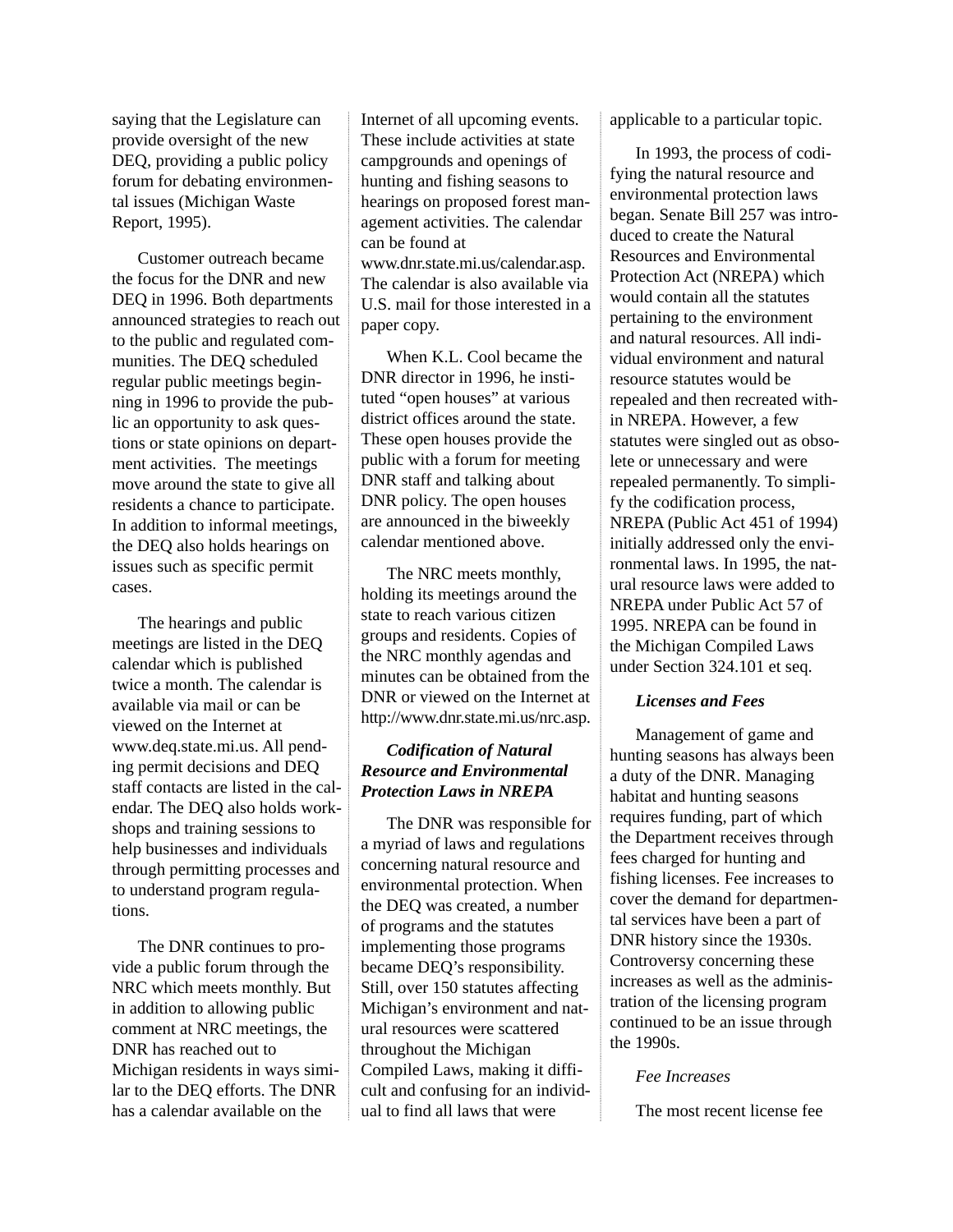saying that the Legislature can provide oversight of the new DEQ, providing a public policy forum for debating environmental issues (Michigan Waste Report, 1995).

Customer outreach became the focus for the DNR and new DEQ in 1996. Both departments announced strategies to reach out to the public and regulated communities. The DEQ scheduled regular public meetings beginning in 1996 to provide the public an opportunity to ask questions or state opinions on department activities. The meetings move around the state to give all residents a chance to participate. In addition to informal meetings, the DEQ also holds hearings on issues such as specific permit cases.

The hearings and public meetings are listed in the DEQ calendar which is published twice a month. The calendar is available via mail or can be viewed on the Internet at www.deq.state.mi.us. All pending permit decisions and DEQ staff contacts are listed in the calendar. The DEQ also holds workshops and training sessions to help businesses and individuals through permitting processes and to understand program regulations.

The DNR continues to provide a public forum through the NRC which meets monthly. But in addition to allowing public comment at NRC meetings, the DNR has reached out to Michigan residents in ways similar to the DEQ efforts. The DNR has a calendar available on the Internet of all upcoming events. These include activities at state campgrounds and openings of hunting and fishing seasons to hearings on proposed forest management activities. The calendar can be found at www.dnr.state.mi.us/calendar.asp. The calendar is also available via U.S. mail for those interested in a paper copy.

When K.L. Cool became the DNR director in 1996, he instituted "open houses" at various district offices around the state. These open houses provide the public with a forum for meeting DNR staff and talking about DNR policy. The open houses are announced in the biweekly calendar mentioned above.

The NRC meets monthly, holding its meetings around the state to reach various citizen groups and residents. Copies of the NRC monthly agendas and minutes can be obtained from the DNR or viewed on the Internet at http://www.dnr.state.mi.us/nrc.asp.

### *Codification of Natural Resource and Environmental Protection Laws in NREPA*

The DNR was responsible for a myriad of laws and regulations concerning natural resource and environmental protection. When the DEQ was created, a number of programs and the statutes implementing those programs became DEQ's responsibility. Still, over 150 statutes affecting Michigan's environment and natural resources were scattered throughout the Michigan Compiled Laws, making it difficult and confusing for an individual to find all laws that were applicable to a particular topic.

In 1993, the process of codifying the natural resource and environmental protection laws began. Senate Bill 257 was introduced to create the Natural Resources and Environmental Protection Act (NREPA) which would contain all the statutes pertaining to the environment and natural resources. All individual environment and natural resource statutes would be repealed and then recreated within NREPA. However, a few statutes were singled out as obsolete or unnecessary and were repealed permanently. To simplify the codification process, NREPA (Public Act 451 of 1994) initially addressed only the environmental laws. In 1995, the natural resource laws were added to NREPA under Public Act 57 of 1995. NREPA can be found in the Michigan Compiled Laws under Section 324.101 et seq.

### *Licenses and Fees*

Management of game and hunting seasons has always been a duty of the DNR. Managing habitat and hunting seasons requires funding, part of which the Department receives through fees charged for hunting and fishing licenses. Fee increases to cover the demand for departmental services have been a part of DNR history since the 1930s. Controversy concerning these increases as well as the administration of the licensing program continued to be an issue through the 1990s.

#### *Fee Increases*

The most recent license fee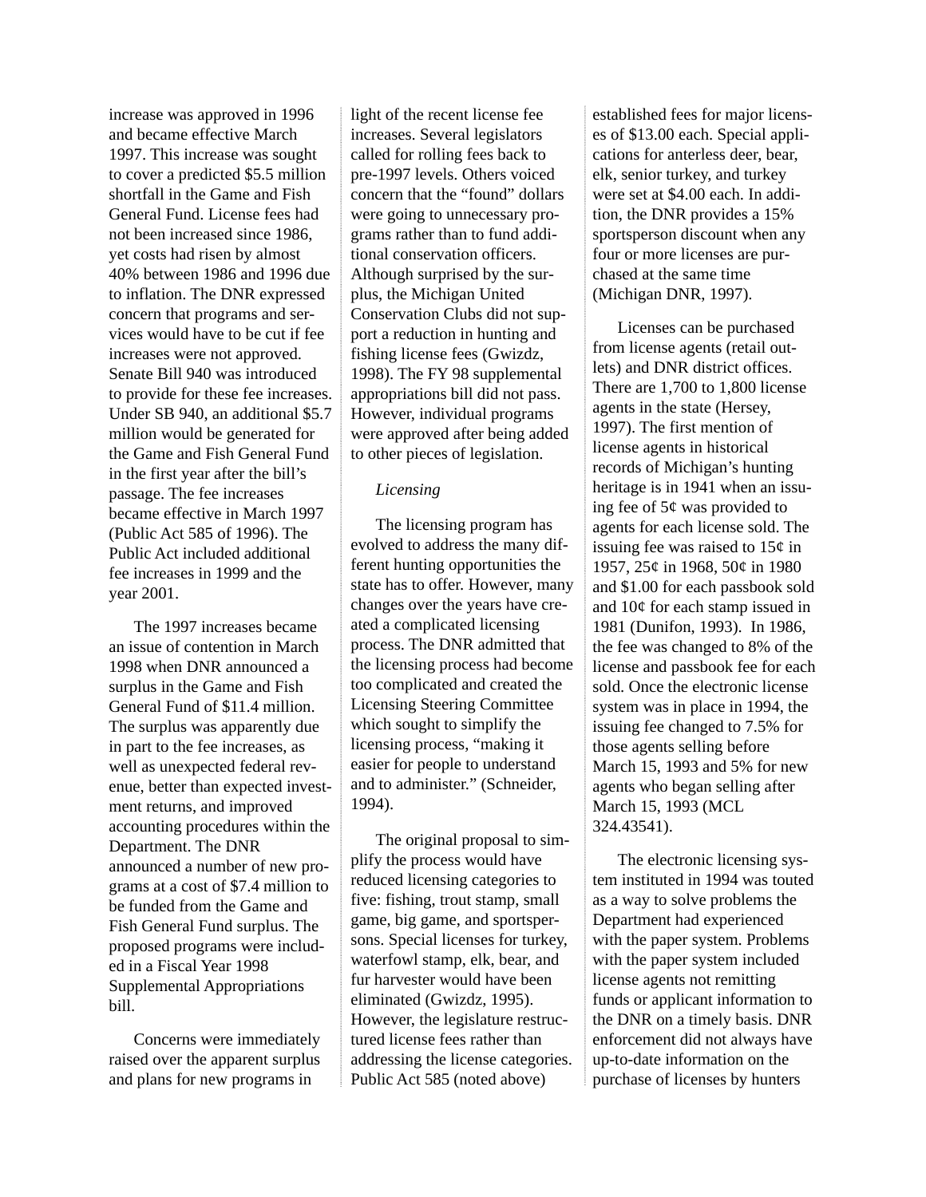increase was approved in 1996 and became effective March 1997. This increase was sought to cover a predicted $5.5 million shortfall in the Game and Fish General Fund. License fees had not been increased since 1986, yet costs had risen by almost 40% between 1986 and 1996 due to inflation. The DNR expressed concern that programs and services would have to be cut if fee increases were not approved. Senate Bill 940 was introduced to provide for these fee increases. Under SB 940, an additional $5.7 million would be generated for the Game and Fish General Fund in the first year after the bill's passage. The fee increases became effective in March 1997 (Public Act 585 of 1996). The Public Act included additional fee increases in 1999 and the year 2001.

The 1997 increases became an issue of contention in March 1998 when DNR announced a surplus in the Game and Fish General Fund of $11.4 million. The surplus was apparently due in part to the fee increases, as well as unexpected federal revenue, better than expected investment returns, and improved accounting procedures within the Department. The DNR announced a number of new programs at a cost of $7.4 million to be funded from the Game and Fish General Fund surplus. The proposed programs were included in a Fiscal Year 1998 Supplemental Appropriations bill.

Concerns were immediately raised over the apparent surplus and plans for new programs in light of the recent license fee increases. Several legislators called for rolling fees back to pre-1997 levels. Others voiced concern that the "found" dollars were going to unnecessary programs rather than to fund additional conservation officers. Although surprised by the surplus, the Michigan United Conservation Clubs did not support a reduction in hunting and fishing license fees (Gwizdz, 1998). The FY 98 supplemental appropriations bill did not pass. However, individual programs were approved after being added to other pieces of legislation.

*Licensing*

The licensing program has evolved to address the many different hunting opportunities the state has to offer. However, many changes over the years have created a complicated licensing process. The DNR admitted that the licensing process had become too complicated and created the Licensing Steering Committee which sought to simplify the licensing process, "making it easier for people to understand and to administer." (Schneider, 1994).

The original proposal to simplify the process would have reduced licensing categories to five: fishing, trout stamp, small game, big game, and sportspersons. Special licenses for turkey, waterfowl stamp, elk, bear, and fur harvester would have been eliminated (Gwizdz, 1995). However, the legislature restructured license fees rather than addressing the license categories. Public Act 585 (noted above) established fees for major licenses of $13.00 each. Special applications for anterless deer, bear, elk, senior turkey, and turkey were set at $4.00 each. In addition, the DNR provides a 15% sportsperson discount when any four or more licenses are purchased at the same time (Michigan DNR, 1997).

Licenses can be purchased from license agents (retail outlets) and DNR district offices. There are 1,700 to 1,800 license agents in the state (Hersey, 1997). The first mention of license agents in historical records of Michigan's hunting heritage is in 1941 when an issuing fee of 5¢ was provided to agents for each license sold. The issuing fee was raised to 15¢ in 1957, 25¢ in 1968, 50¢ in 1980 and $1.00 for each passbook sold and 10¢ for each stamp issued in 1981 (Dunifon, 1993). In 1986, the fee was changed to 8% of the license and passbook fee for each sold. Once the electronic license system was in place in 1994, the issuing fee changed to 7.5% for those agents selling before March 15, 1993 and 5% for new agents who began selling after March 15, 1993 (MCL 324.43541).

The electronic licensing system instituted in 1994 was touted as a way to solve problems the Department had experienced with the paper system. Problems with the paper system included license agents not remitting funds or applicant information to the DNR on a timely basis. DNR enforcement did not always have up-to-date information on the purchase of licenses by hunters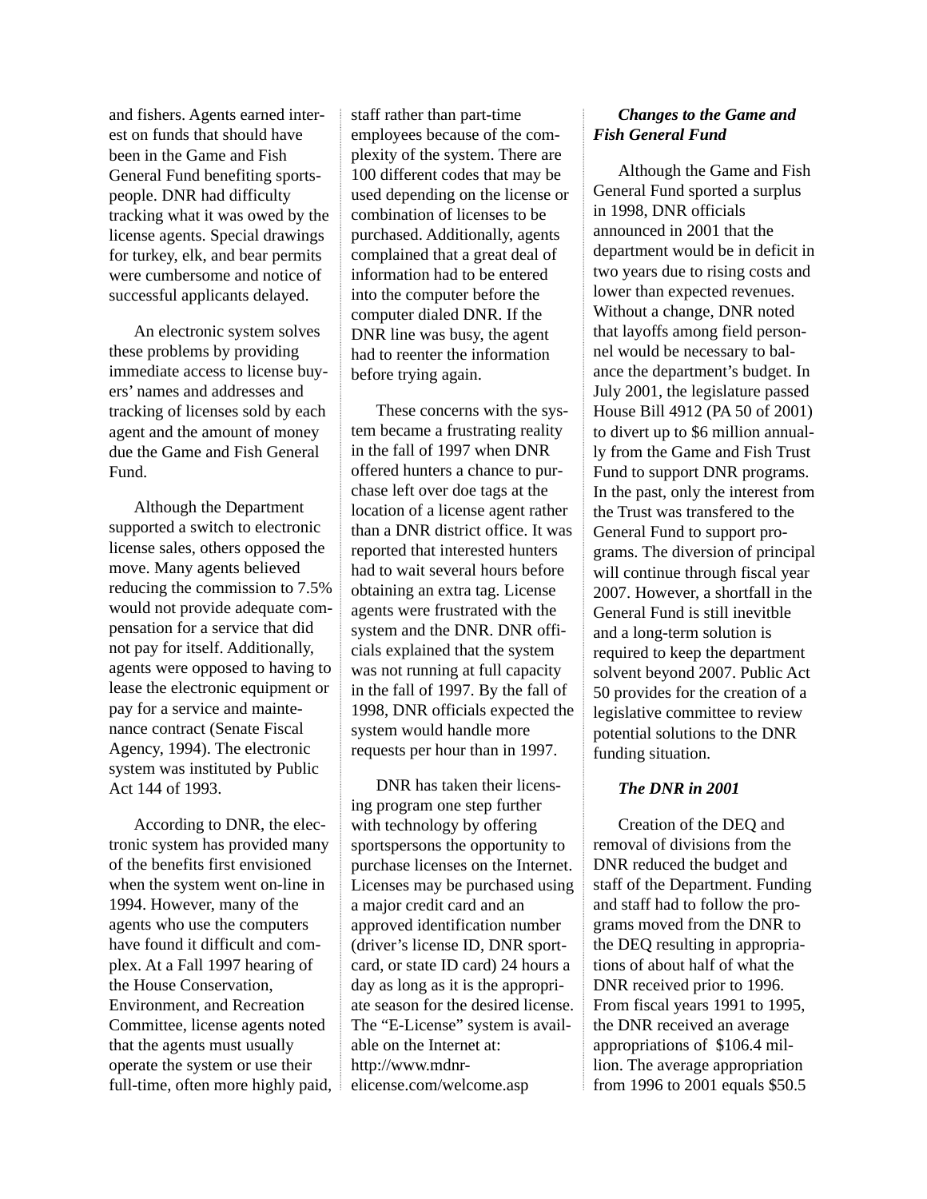and fishers. Agents earned interest on funds that should have been in the Game and Fish General Fund benefiting sportspeople. DNR had difficulty tracking what it was owed by the license agents. Special drawings for turkey, elk, and bear permits were cumbersome and notice of successful applicants delayed.

An electronic system solves these problems by providing immediate access to license buyers' names and addresses and tracking of licenses sold by each agent and the amount of money due the Game and Fish General Fund.

Although the Department supported a switch to electronic license sales, others opposed the move. Many agents believed reducing the commission to 7.5% would not provide adequate compensation for a service that did not pay for itself. Additionally, agents were opposed to having to lease the electronic equipment or pay for a service and maintenance contract (Senate Fiscal Agency, 1994). The electronic system was instituted by Public Act 144 of 1993.

According to DNR, the electronic system has provided many of the benefits first envisioned when the system went on-line in 1994. However, many of the agents who use the computers have found it difficult and complex. At a Fall 1997 hearing of the House Conservation, Environment, and Recreation Committee, license agents noted that the agents must usually operate the system or use their full-time, often more highly paid, staff rather than part-time employees because of the complexity of the system. There are 100 different codes that may be used depending on the license or combination of licenses to be purchased. Additionally, agents complained that a great deal of information had to be entered into the computer before the computer dialed DNR. If the DNR line was busy, the agent had to reenter the information before trying again.

These concerns with the system became a frustrating reality in the fall of 1997 when DNR offered hunters a chance to purchase left over doe tags at the location of a license agent rather than a DNR district office. It was reported that interested hunters had to wait several hours before obtaining an extra tag. License agents were frustrated with the system and the DNR. DNR officials explained that the system was not running at full capacity in the fall of 1997. By the fall of 1998, DNR officials expected the system would handle more requests per hour than in 1997.

DNR has taken their licensing program one step further with technology by offering sportspersons the opportunity to purchase licenses on the Internet. Licenses may be purchased using a major credit card and an approved identification number (driver's license ID, DNR sportcard, or state ID card) 24 hours a day as long as it is the appropriate season for the desired license. The "E-License" system is available on the Internet at: http://www.mdnr-elicense.com/welcome.asp

***Changes to the Game and Fish General Fund***

Although the Game and Fish General Fund sported a surplus in 1998, DNR officials announced in 2001 that the department would be in deficit in two years due to rising costs and lower than expected revenues. Without a change, DNR noted that layoffs among field personnel would be necessary to balance the department's budget. In July 2001, the legislature passed House Bill 4912 (PA 50 of 2001) to divert up to $6 million annually from the Game and Fish Trust Fund to support DNR programs. In the past, only the interest from the Trust was transfered to the General Fund to support programs. The diversion of principal will continue through fiscal year 2007. However, a shortfall in the General Fund is still inevitble and a long-term solution is required to keep the department solvent beyond 2007. Public Act 50 provides for the creation of a legislative committee to review potential solutions to the DNR funding situation.

***The DNR in 2001***

Creation of the DEQ and removal of divisions from the DNR reduced the budget and staff of the Department. Funding and staff had to follow the programs moved from the DNR to the DEQ resulting in appropriations of about half of what the DNR received prior to 1996. From fiscal years 1991 to 1995, the DNR received an average appropriations of $106.4 million. The average appropriation from 1996 to 2001 equals $50.5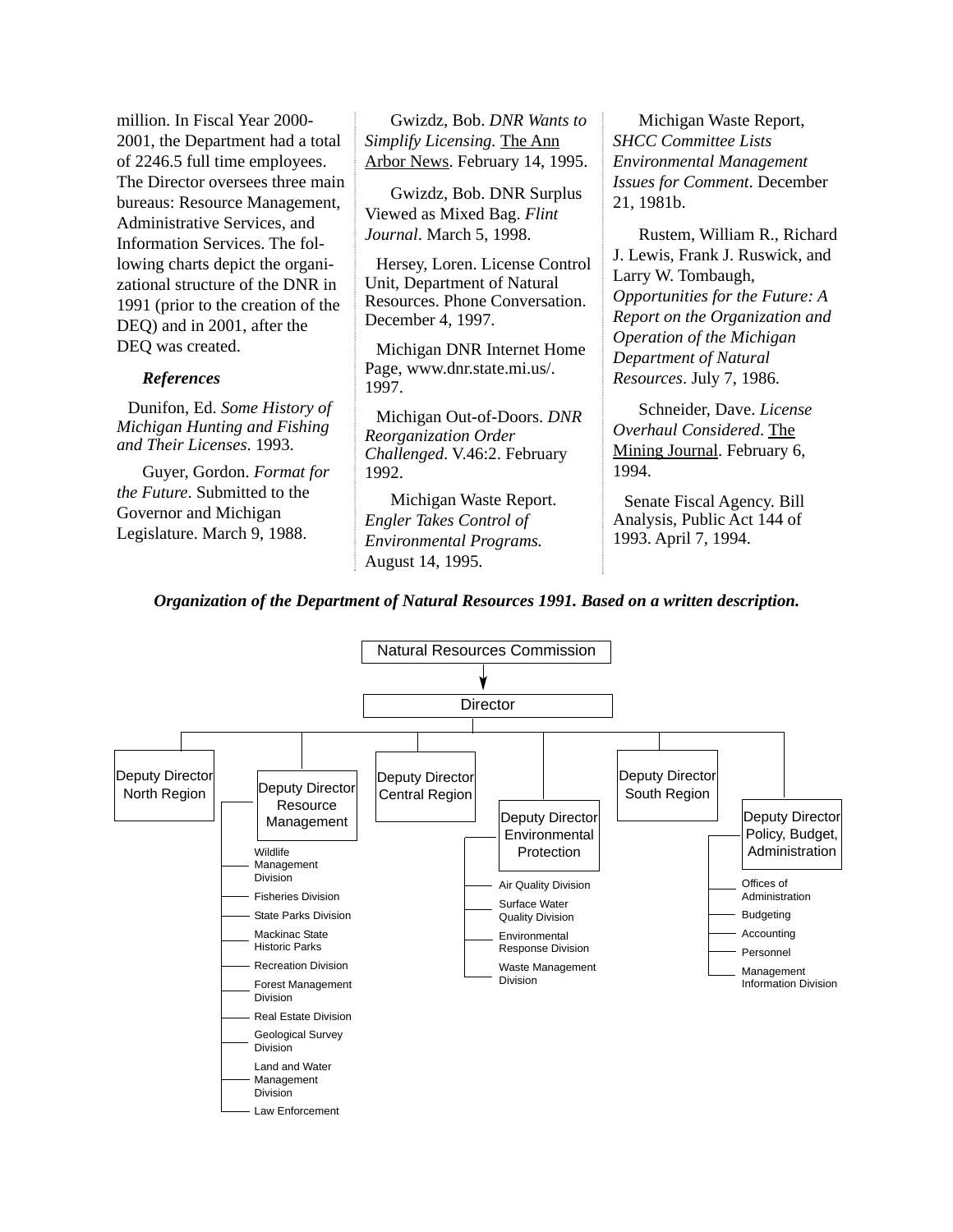million. In Fiscal Year 2000-2001, the Department had a total of 2246.5 full time employees. The Director oversees three main bureaus: Resource Management, Administrative Services, and Information Services. The following charts depict the organizational structure of the DNR in 1991 (prior to the creation of the DEQ) and in 2001, after the DEQ was created.

### *References*

Dunifon, Ed. *Some History of Michigan Hunting and Fishing and Their Licenses*. 1993.

Guyer, Gordon. *Format for the Future*. Submitted to the Governor and Michigan Legislature. March 9, 1988.

Gwizdz, Bob. *DNR Wants to Simplify Licensing.* The Ann Arbor News. February 14, 1995.

Gwizdz, Bob. DNR Surplus Viewed as Mixed Bag. *Flint Journal*. March 5, 1998.

Hersey, Loren. License Control Unit, Department of Natural Resources. Phone Conversation. December 4, 1997.

Michigan DNR Internet Home Page, www.dnr.state.mi.us/. 1997.

Michigan Out-of-Doors. *DNR Reorganization Order Challenged*. V.46:2. February 1992.

Michigan Waste Report. *Engler Takes Control of Environmental Programs.* August 14, 1995.

Michigan Waste Report, *SHCC Committee Lists Environmental Management Issues for Comment*. December 21, 1981b.

Rustem, William R., Richard J. Lewis, Frank J. Ruswick, and Larry W. Tombaugh, *Opportunities for the Future: A Report on the Organization and Operation of the Michigan Department of Natural Resources*. July 7, 1986.

Schneider, Dave. *License Overhaul Considered*. The Mining Journal. February 6, 1994.

Senate Fiscal Agency. Bill Analysis, Public Act 144 of 1993. April 7, 1994.

***Organization of the Department of Natural Resources 1991. Based on a written description.***

- Natural Resources Commission
  - Director
    - Deputy Director North Region
    - Deputy Director Resource Management
      - Wildlife Management Division
      - Fisheries Division
      - State Parks Division
      - Mackinac State Historic Parks
      - Recreation Division
      - Forest Management Division
      - Real Estate Division
      - Geological Survey Division
      - Land and Water Management Division
      - Law Enforcement
    - Deputy Director Central Region
    - Deputy Director Environmental Protection
      - Air Quality Division
      - Surface Water Quality Division
      - Environmental Response Division
      - Waste Management Division
    - Deputy Director South Region
    - Deputy Director Policy, Budget, Administration
      - Offices of Administration
      - Budgeting
      - Accounting
      - Personnel
      - Management Information Division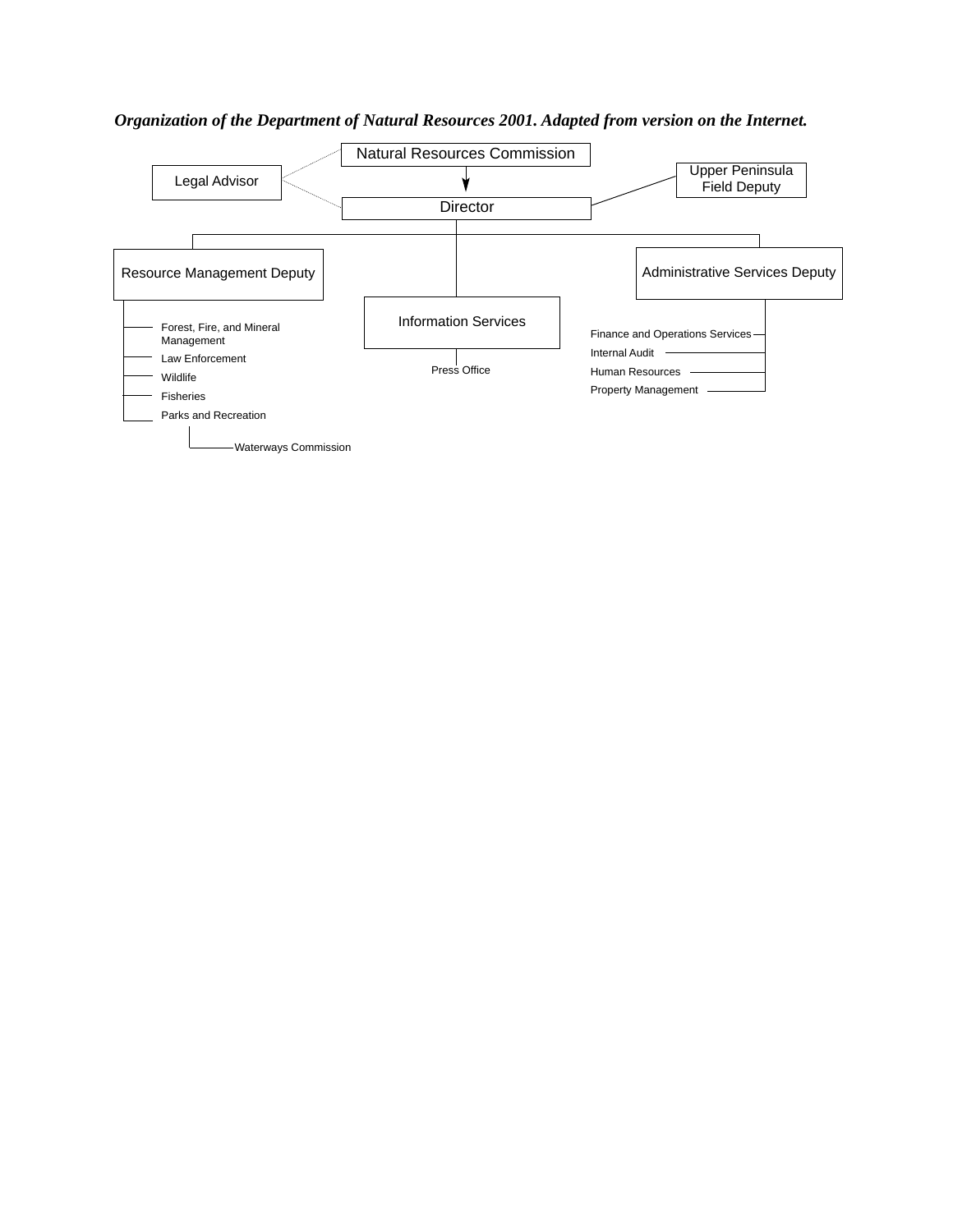***Organization of the Department of Natural Resources 2001. Adapted from version on the Internet.***

Natural Resources Commission

Legal Advisor

Director

Upper Peninsula Field Deputy

Resource Management Deputy

- Forest, Fire, and Mineral Management
- Law Enforcement
- Wildlife
- Fisheries
- Parks and Recreation
  - Waterways Commission

Information Services

- Press Office

Administrative Services Deputy

- Finance and Operations Services
- Internal Audit
- Human Resources
- Property Management